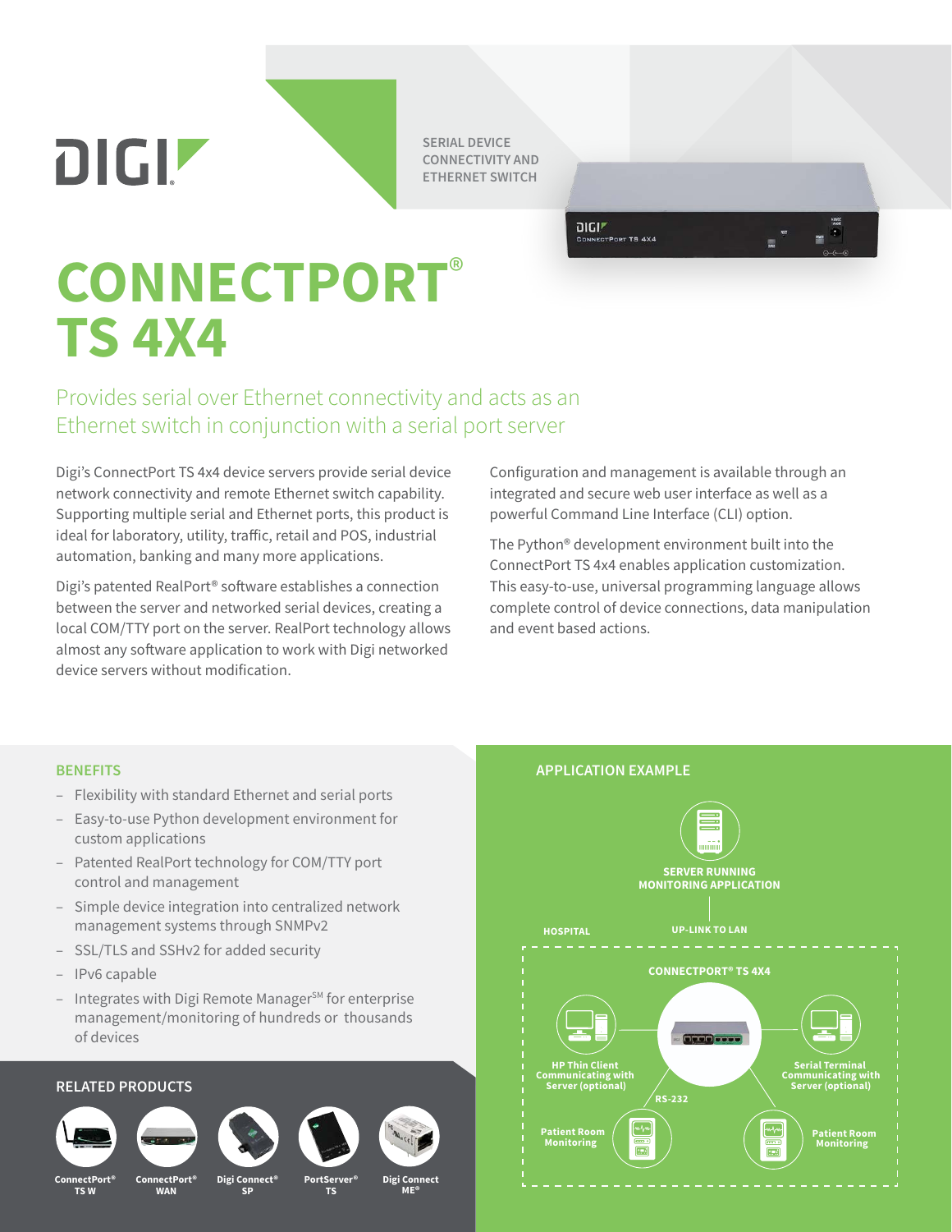SERIAL DEVICE CONNECTIVITY AND ETHERNET SWITCH

# CONNECTPORT® TS 4X4

## Provides serial over Ethernet connectivity and acts as an Ethernet switch in conjunction with a serial port server

Digi's ConnectPort TS 4x4 device servers provide serial device network connectivity and remote Ethernet switch capability. Supporting multiple serial and Ethernet ports, this product is ideal for laboratory, utility, traffic, retail and POS, industrial automation, banking and many more applications.

Digi's patented RealPort® software establishes a connection between the server and networked serial devices, creating a local COM/TTY port on the server. RealPort technology allows almost any software application to work with Digi networked device servers without modification.

Configuration and management is available through an integrated and secure web user interface as well as a powerful Command Line Interface (CLI) option.

The Python® development environment built into the ConnectPort TS 4x4 enables application customization. This easy-to-use, universal programming language allows complete control of device connections, data manipulation and event based actions.

### BENEFITS

- Flexibility with standard Ethernet and serial ports
- Easy-to-use Python development environment for custom applications
- Patented RealPort technology for COM/TTY port control and management
- Simple device integration into centralized network management systems through SNMPv2
- SSL/TLS and SSHv2 for added security
- IPv6 capable
- Integrates with Digi Remote Manager℠ for enterprise management/monitoring of hundreds or thousands of devices

### RELATED PRODUCTS

ConnectPort® TS W · ConnectPort® WAN · Digi Connect® SP · PortServer® TS · Digi Connect ME®

### APPLICATION EXAMPLE

SERVER RUNNING MONITORING APPLICATION

HOSPITAL · UP-LINK TO LAN

CONNECTPORT® TS 4X4

HP Thin Client Communicating with Server (optional)

Serial Terminal Communicating with Server (optional)

RS-232

Patient Room Monitoring

Patient Room Monitoring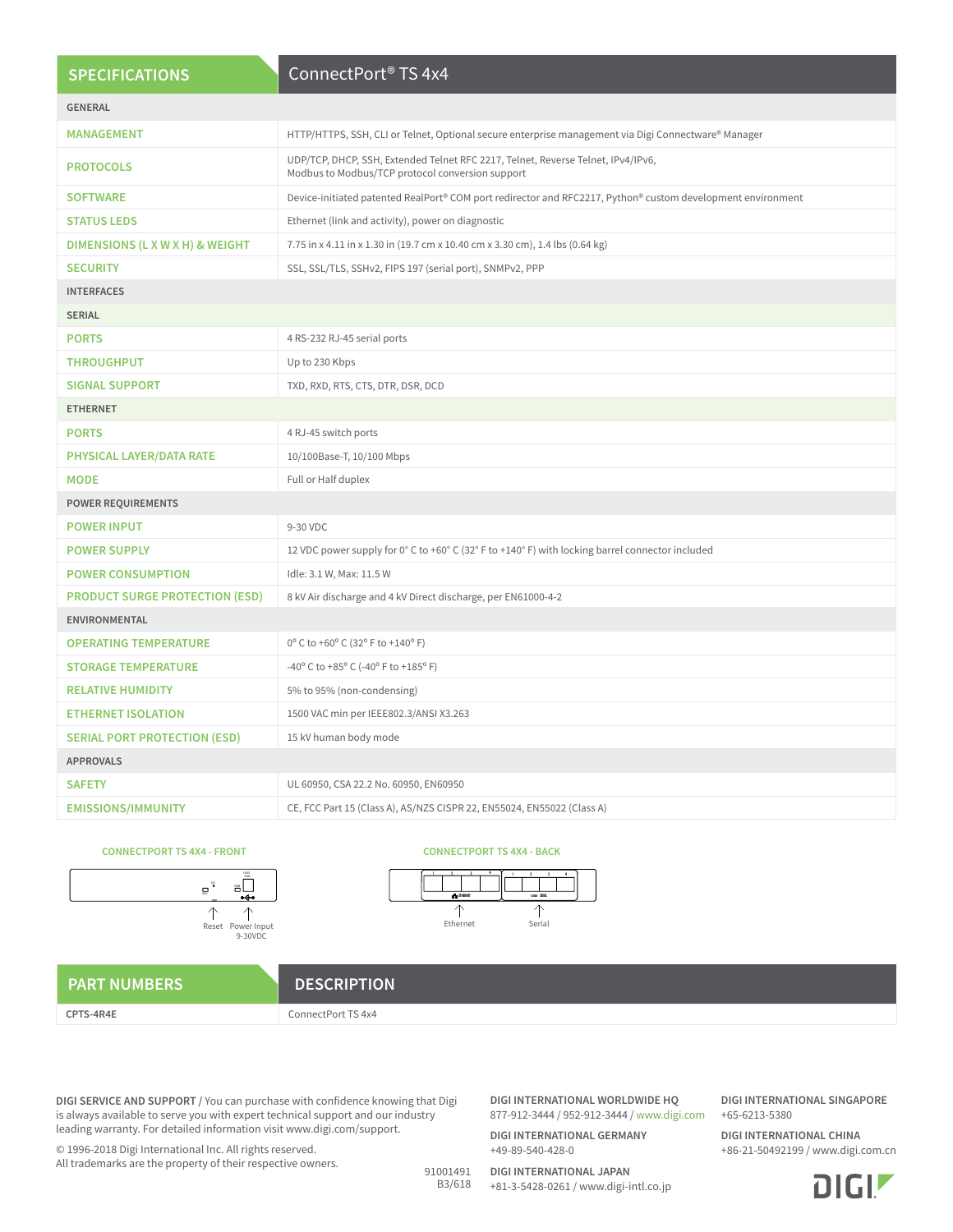## SPECIFICATIONS — ConnectPort® TS 4x4

| | |
|---|---|
| **GENERAL** | |
| **MANAGEMENT** | HTTP/HTTPS, SSH, CLI or Telnet, Optional secure enterprise management via Digi Connectware® Manager |
| **PROTOCOLS** | UDP/TCP, DHCP, SSH, Extended Telnet RFC 2217, Telnet, Reverse Telnet, IPv4/IPv6, Modbus to Modbus/TCP protocol conversion support |
| **SOFTWARE** | Device-initiated patented RealPort® COM port redirector and RFC2217, Python® custom development environment |
| **STATUS LEDS** | Ethernet (link and activity), power on diagnostic |
| **DIMENSIONS (L X W X H) & WEIGHT** | 7.75 in x 4.11 in x 1.30 in (19.7 cm x 10.40 cm x 3.30 cm), 1.4 lbs (0.64 kg) |
| **SECURITY** | SSL, SSL/TLS, SSHv2, FIPS 197 (serial port), SNMPv2, PPP |
| **INTERFACES** | |
| **SERIAL** | |
| **PORTS** | 4 RS-232 RJ-45 serial ports |
| **THROUGHPUT** | Up to 230 Kbps |
| **SIGNAL SUPPORT** | TXD, RXD, RTS, CTS, DTR, DSR, DCD |
| **ETHERNET** | |
| **PORTS** | 4 RJ-45 switch ports |
| **PHYSICAL LAYER/DATA RATE** | 10/100Base-T, 10/100 Mbps |
| **MODE** | Full or Half duplex |
| **POWER REQUIREMENTS** | |
| **POWER INPUT** | 9-30 VDC |
| **POWER SUPPLY** | 12 VDC power supply for 0° C to +60° C (32° F to +140° F) with locking barrel connector included |
| **POWER CONSUMPTION** | Idle: 3.1 W, Max: 11.5 W |
| **PRODUCT SURGE PROTECTION (ESD)** | 8 kV Air discharge and 4 kV Direct discharge, per EN61000-4-2 |
| **ENVIRONMENTAL** | |
| **OPERATING TEMPERATURE** | 0° C to +60° C (32° F to +140° F) |
| **STORAGE TEMPERATURE** | -40° C to +85° C (-40° F to +185° F) |
| **RELATIVE HUMIDITY** | 5% to 95% (non-condensing) |
| **ETHERNET ISOLATION** | 1500 VAC min per IEEE802.3/ANSI X3.263 |
| **SERIAL PORT PROTECTION (ESD)** | 15 kV human body mode |
| **APPROVALS** | |
| **SAFETY** | UL 60950, CSA 22.2 No. 60950, EN60950 |
| **EMISSIONS/IMMUNITY** | CE, FCC Part 15 (Class A), AS/NZS CISPR 22, EN55024, EN55022 (Class A) |

**CONNECTPORT TS 4X4 - FRONT**

Reset

Power Input
9-30VDC

**CONNECTPORT TS 4X4 - BACK**

Ethernet

Serial

| PART NUMBERS | DESCRIPTION |
|---|---|
| CPTS-4R4E | ConnectPort TS 4x4 |

**DIGI SERVICE AND SUPPORT /** You can purchase with confidence knowing that Digi is always available to serve you with expert technical support and our industry leading warranty. For detailed information visit www.digi.com/support.

© 1996-2018 Digi International Inc. All rights reserved.
All trademarks are the property of their respective owners.

91001491
B3/618

**DIGI INTERNATIONAL WORLDWIDE HQ**
877-912-3444 / 952-912-3444 / www.digi.com

**DIGI INTERNATIONAL GERMANY**
+49-89-540-428-0

**DIGI INTERNATIONAL JAPAN**
+81-3-5428-0261 / www.digi-intl.co.jp

**DIGI INTERNATIONAL SINGAPORE**
+65-6213-5380

**DIGI INTERNATIONAL CHINA**
+86-21-50492199 / www.digi.com.cn